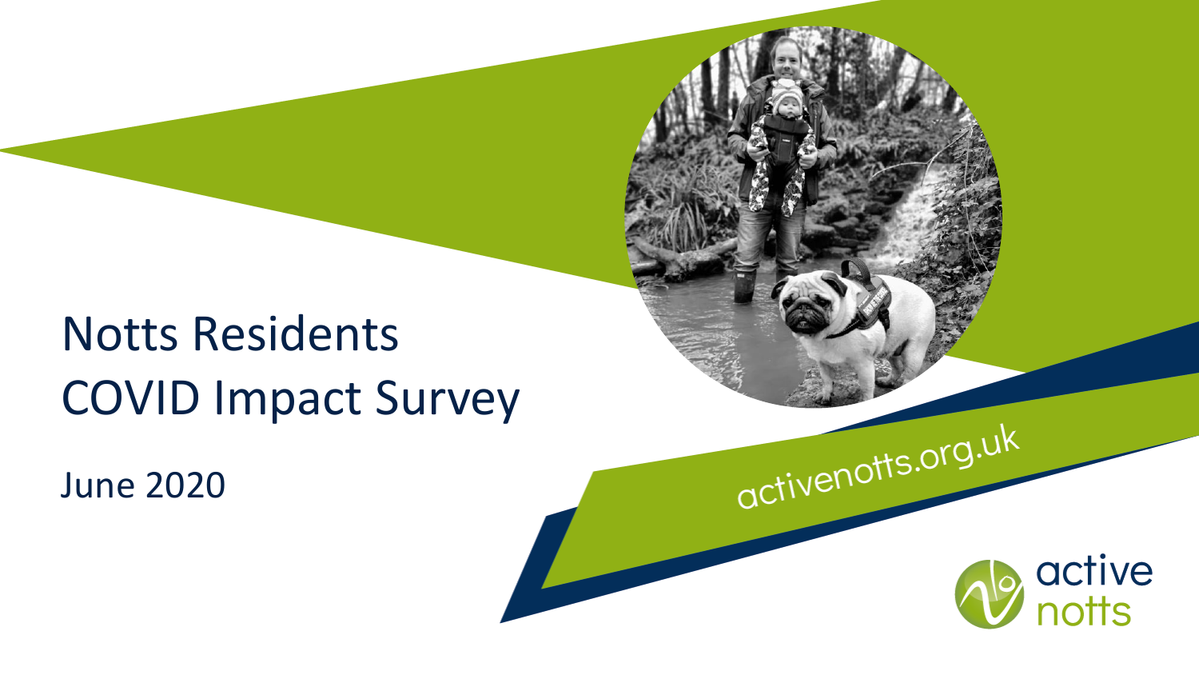# Notts Residents COVID Impact Survey

June 2020

activenotts.org.uk

active notts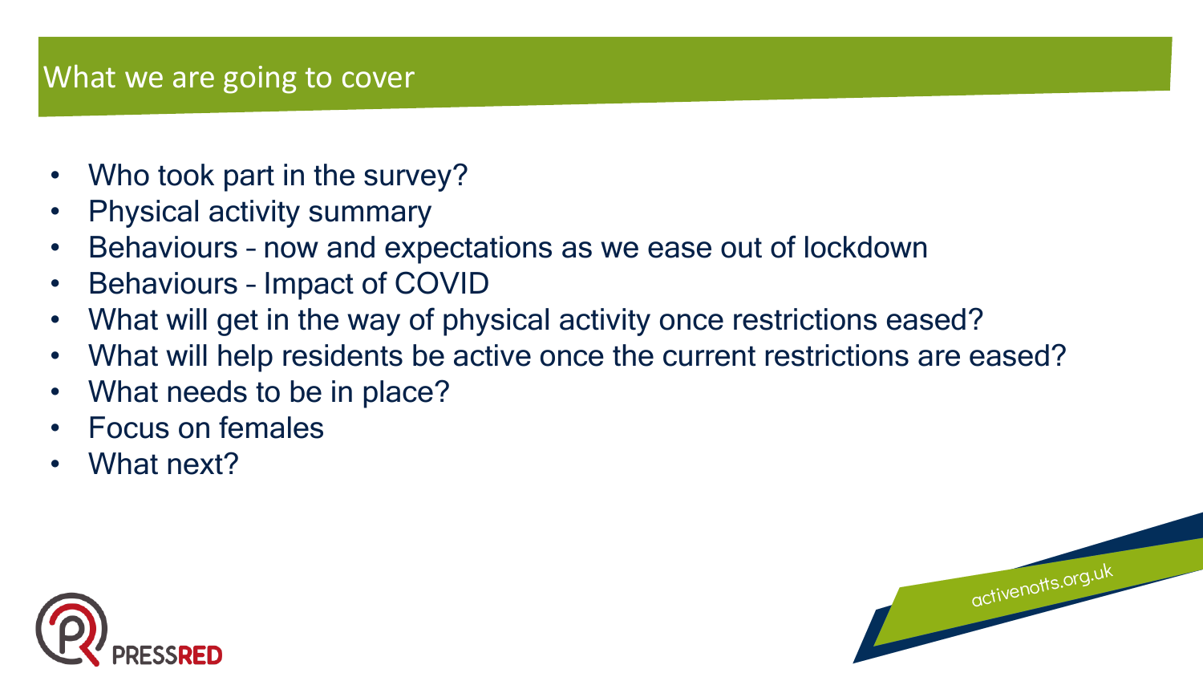## What we are going to cover

- Who took part in the survey?
- Physical activity summary
- Behaviours – now and expectations as we ease out of lockdown
- Behaviours – Impact of COVID
- What will get in the way of physical activity once restrictions eased?
- What will help residents be active once the current restrictions are eased?
- What needs to be in place?
- Focus on females
- What next?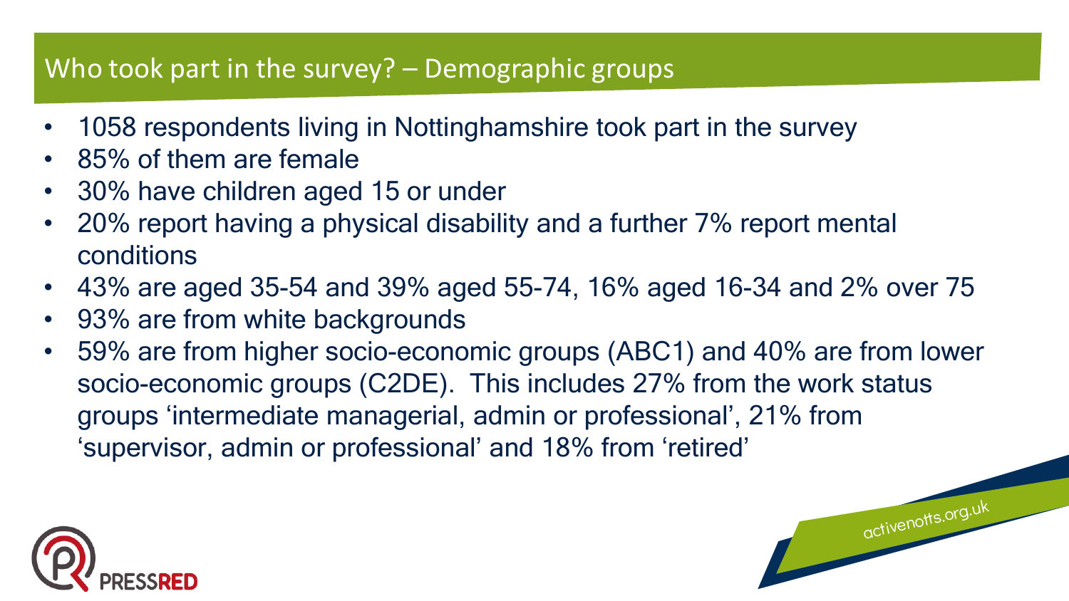## Who took part in the survey? – Demographic groups

- 1058 respondents living in Nottinghamshire took part in the survey
- 85% of them are female
- 30% have children aged 15 or under
- 20% report having a physical disability and a further 7% report mental conditions
- 43% are aged 35-54 and 39% aged 55-74, 16% aged 16-34 and 2% over 75
- 93% are from white backgrounds
- 59% are from higher socio-economic groups (ABC1) and 40% are from lower socio-economic groups (C2DE). This includes 27% from the work status groups 'intermediate managerial, admin or professional', 21% from 'supervisor, admin or professional' and 18% from 'retired'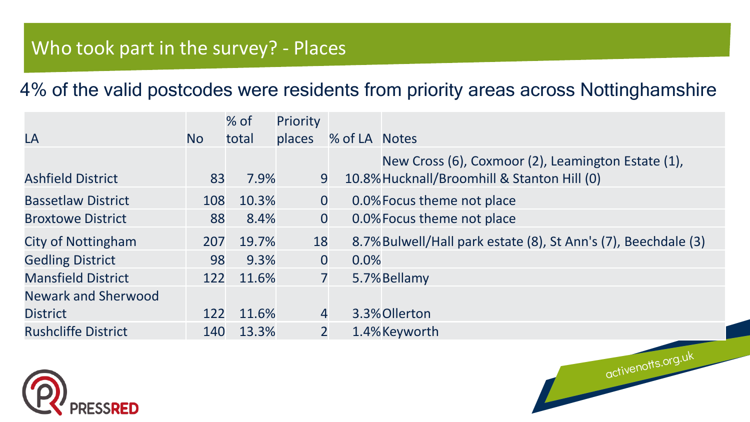# Who took part in the survey? - Places

4% of the valid postcodes were residents from priority areas across Nottinghamshire

| LA | No | % of total | Priority places | % of LA | Notes |
|---|---|---|---|---|---|
| Ashfield District | 83 | 7.9% | 9 | 10.8% | New Cross (6), Coxmoor (2), Leamington Estate (1), Hucknall/Broomhill & Stanton Hill (0) |
| Bassetlaw District | 108 | 10.3% | 0 | 0.0% | Focus theme not place |
| Broxtowe District | 88 | 8.4% | 0 | 0.0% | Focus theme not place |
| City of Nottingham | 207 | 19.7% | 18 | 8.7% | Bulwell/Hall park estate (8), St Ann's (7), Beechdale (3) |
| Gedling District | 98 | 9.3% | 0 | 0.0% | |
| Mansfield District | 122 | 11.6% | 7 | 5.7% | Bellamy |
| Newark and Sherwood District | 122 | 11.6% | 4 | 3.3% | Ollerton |
| Rushcliffe District | 140 | 13.3% | 2 | 1.4% | Keyworth |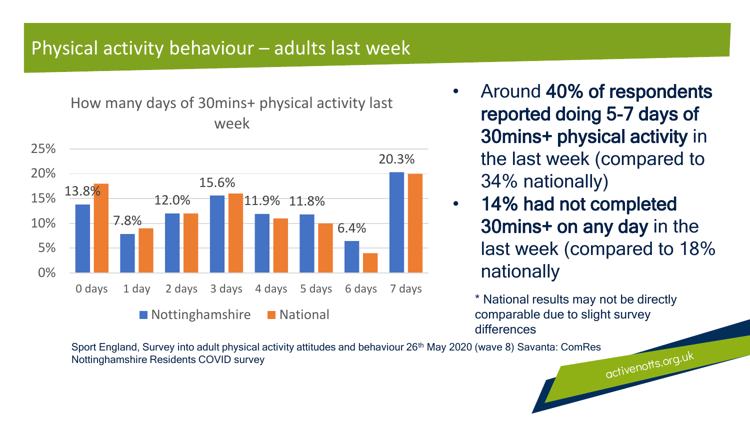# Physical activity behaviour – adults last week

**How many days of 30mins+ physical activity last week**

| | 0 days | 1 day | 2 days | 3 days | 4 days | 5 days | 6 days | 7 days |
|---|---|---|---|---|---|---|---|---|
| Nottinghamshire | 13.8% | 7.8% | 12.0% | 15.6% | 11.9% | 11.8% | 6.4% | 20.3% |

- Around **40% of respondents reported doing 5-7 days of 30mins+ physical activity** in the last week (compared to 34% nationally)
- **14% had not completed 30mins+ on any day** in the last week (compared to 18% nationally

* National results may not be directly comparable due to slight survey differences

Sport England, Survey into adult physical activity attitudes and behaviour 26th May 2020 (wave 8) Savanta: ComRes
Nottinghamshire Residents COVID survey

activenotts.org.uk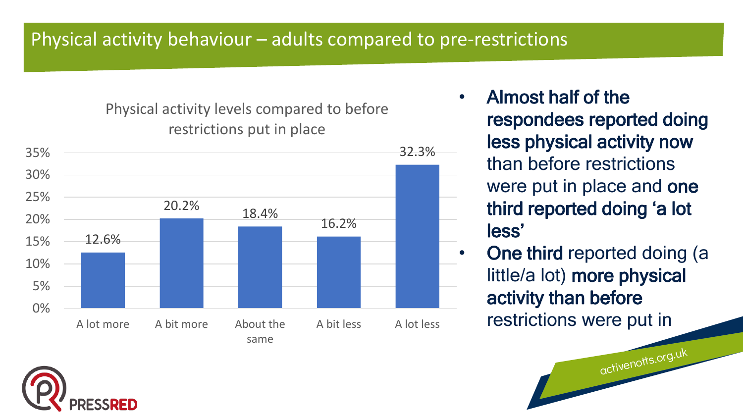# Physical activity behaviour – adults compared to pre-restrictions

**Physical activity levels compared to before restrictions put in place**

| Response | Percentage |
|---|---|
| A lot more | 12.6% |
| A bit more | 20.2% |
| About the same | 18.4% |
| A bit less | 16.2% |
| A lot less | 32.3% |

- **Almost half of the respondees reported doing less physical activity now** than before restrictions were put in place and **one third reported doing 'a lot less'**
- **One third** reported doing (a little/a lot) **more physical activity than before** restrictions were put in

activenotts.org.uk

PRESSRED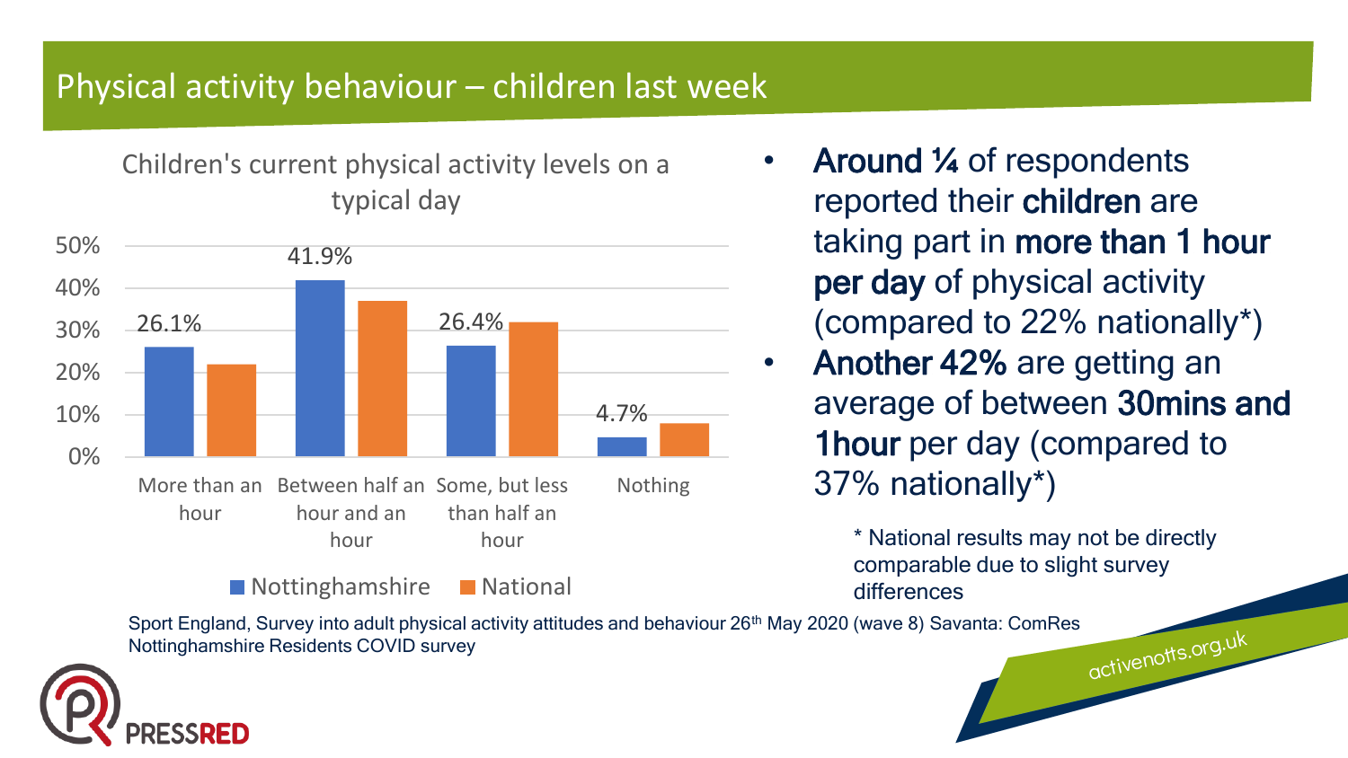# Physical activity behaviour – children last week

**Children's current physical activity levels on a typical day**

| | Nottinghamshire | National |
|---|---|---|
| More than an hour | 26.1% | |
| Between half an hour and an hour | 41.9% | |
| Some, but less than half an hour | 26.4% | |
| Nothing | 4.7% | |

- **Around ¼** of respondents reported their **children** are taking part in **more than 1 hour per day** of physical activity (compared to 22% nationally*)
- **Another 42%** are getting an average of between **30mins and 1hour** per day (compared to 37% nationally*)

\* National results may not be directly comparable due to slight survey differences

Sport England, Survey into adult physical activity attitudes and behaviour 26th May 2020 (wave 8) Savanta: ComRes
Nottinghamshire Residents COVID survey

activenotts.org.uk

PRESSRED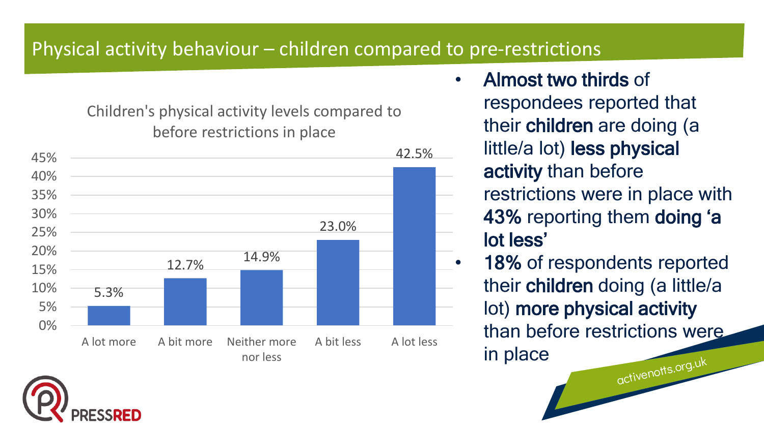# Physical activity behaviour – children compared to pre-restrictions

**Children's physical activity levels compared to before restrictions in place**

| Response | Percentage |
| --- | --- |
| A lot more | 5.3% |
| A bit more | 12.7% |
| Neither more nor less | 14.9% |
| A bit less | 23.0% |
| A lot less | 42.5% |

- **Almost two thirds** of respondees reported that their **children** are doing (a little/a lot) **less physical activity** than before restrictions were in place with **43%** reporting them **doing 'a lot less'**
- **18%** of respondents reported their **children** doing (a little/a lot) **more physical activity** than before restrictions were in place

activenotts.org.uk

PRESSRED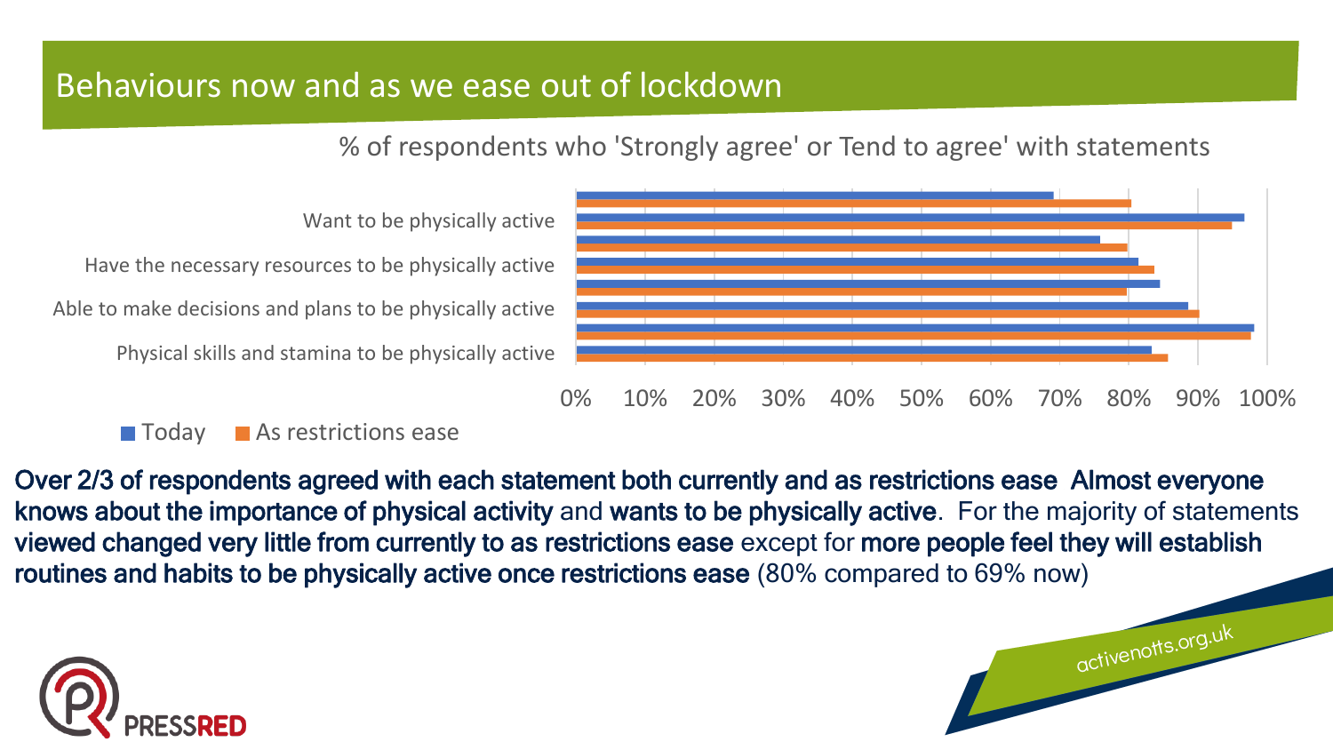# Behaviours now and as we ease out of lockdown

% of respondents who 'Strongly agree' or Tend to agree' with statements

Want to be physically active

Have the necessary resources to be physically active

Able to make decisions and plans to be physically active

Physical skills and stamina to be physically active

0% 10% 20% 30% 40% 50% 60% 70% 80% 90% 100%

■ Today ■ As restrictions ease

**Over 2/3 of respondents agreed with each statement both currently and as restrictions ease Almost everyone knows about the importance of physical activity** and **wants to be physically active**. For the majority of statements **viewed changed very little from currently to as restrictions ease** except for **more people feel they will establish routines and habits to be physically active once restrictions ease** (80% compared to 69% now)

activenotts.org.uk

PRESSRED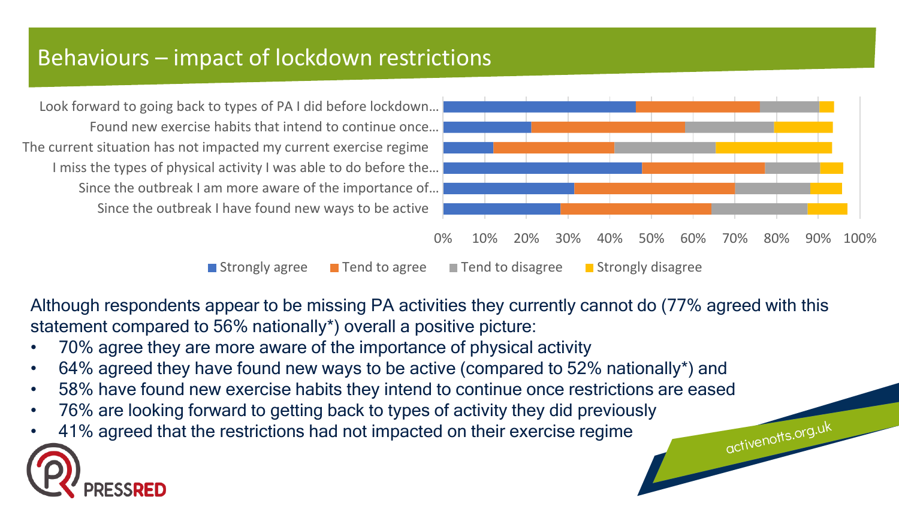# Behaviours – impact of lockdown restrictions

Look forward to going back to types of PA I did before lockdown…
Found new exercise habits that intend to continue once…
The current situation has not impacted my current exercise regime
I miss the types of physical activity I was able to do before the…
Since the outbreak I am more aware of the importance of…
Since the outbreak I have found new ways to be active

0% 10% 20% 30% 40% 50% 60% 70% 80% 90% 100%

Strongly agree | Tend to agree | Tend to disagree | Strongly disagree

Although respondents appear to be missing PA activities they currently cannot do (77% agreed with this statement compared to 56% nationally*) overall a positive picture:

- 70% agree they are more aware of the importance of physical activity
- 64% agreed they have found new ways to be active (compared to 52% nationally*) and
- 58% have found new exercise habits they intend to continue once restrictions are eased
- 76% are looking forward to getting back to types of activity they did previously
- 41% agreed that the restrictions had not impacted on their exercise regime

activenotts.org.uk

PRESSRED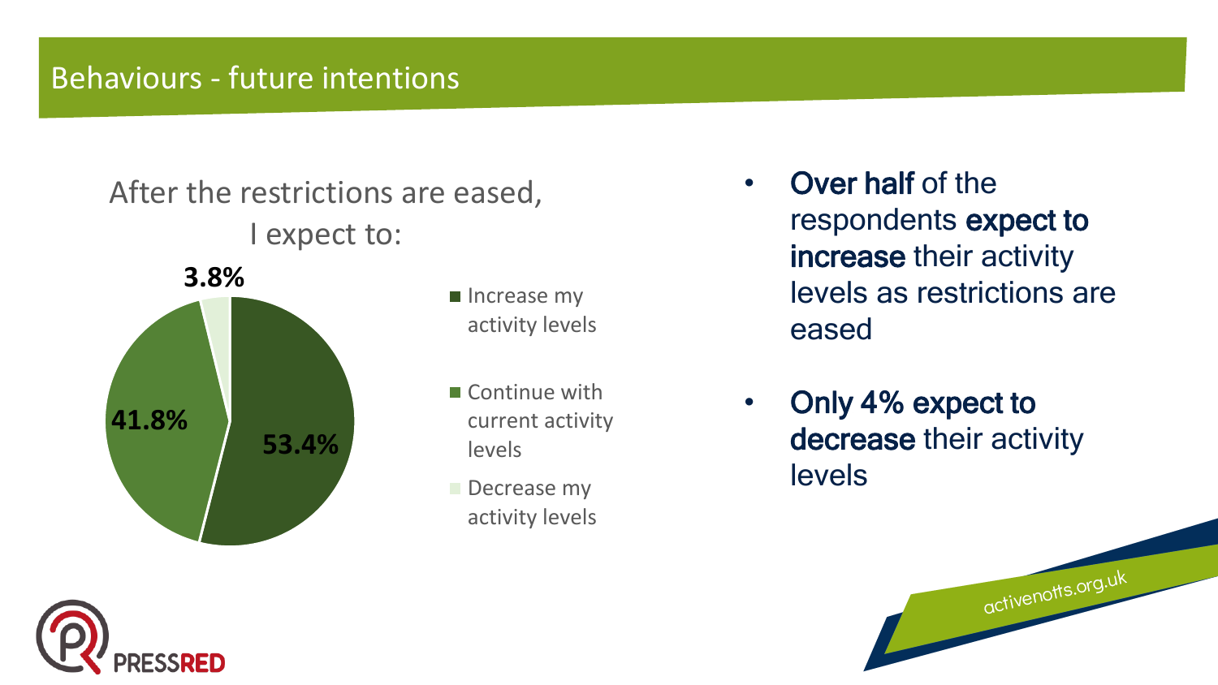# Behaviours - future intentions

After the restrictions are eased, I expect to:

| Response | Percentage |
| --- | --- |
| Increase my activity levels | 53.4% |
| Continue with current activity levels | 41.8% |
| Decrease my activity levels | 3.8% |

- **Over half** of the respondents **expect to increase** their activity levels as restrictions are eased
- **Only 4% expect to decrease** their activity levels

activenotts.org.uk

PRESSRED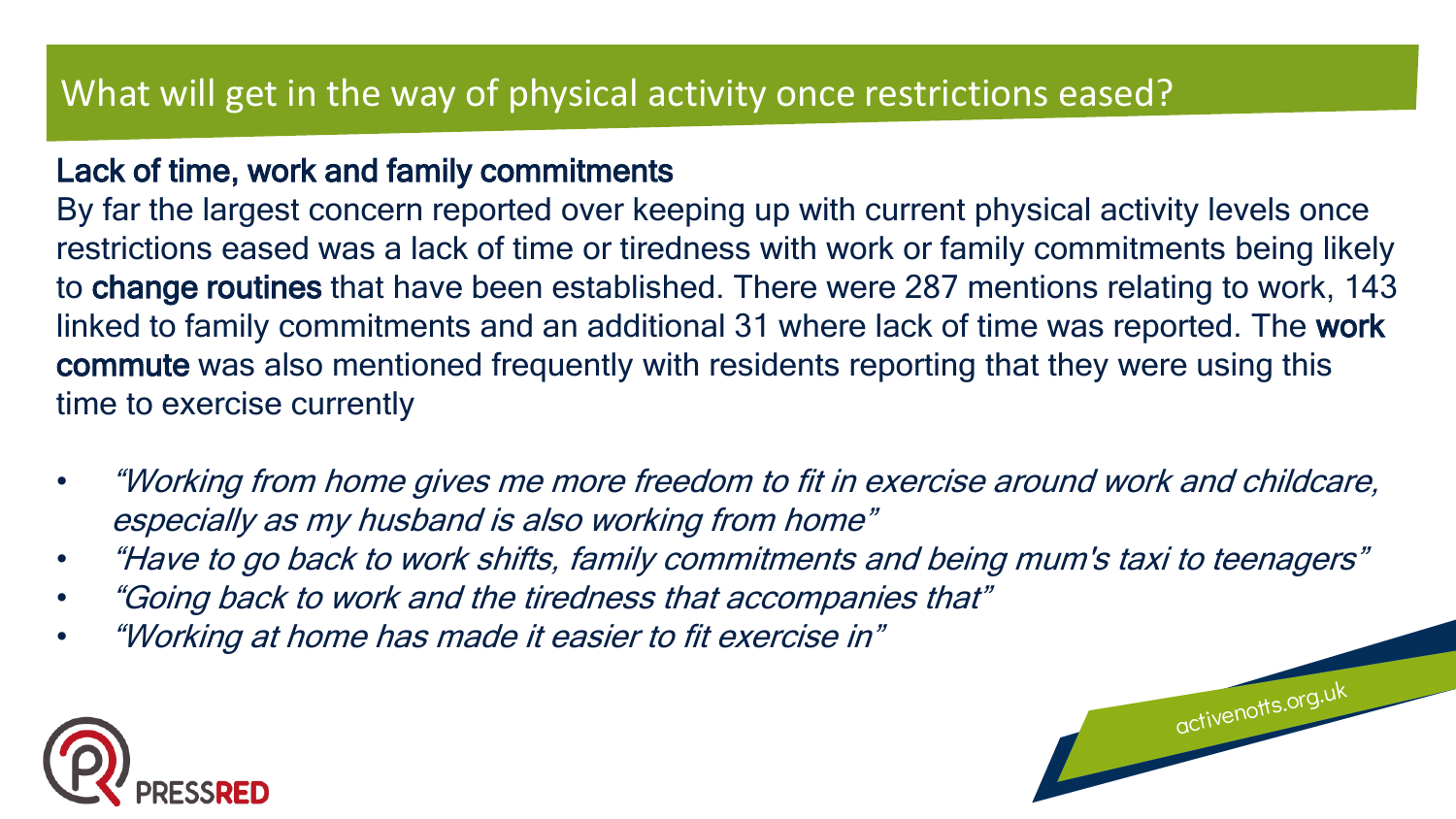# What will get in the way of physical activity once restrictions eased?

**Lack of time, work and family commitments**

By far the largest concern reported over keeping up with current physical activity levels once restrictions eased was a lack of time or tiredness with work or family commitments being likely to **change routines** that have been established. There were 287 mentions relating to work, 143 linked to family commitments and an additional 31 where lack of time was reported. The **work commute** was also mentioned frequently with residents reporting that they were using this time to exercise currently

- *"Working from home gives me more freedom to fit in exercise around work and childcare, especially as my husband is also working from home"*
- *"Have to go back to work shifts, family commitments and being mum's taxi to teenagers"*
- *"Going back to work and the tiredness that accompanies that"*
- *"Working at home has made it easier to fit exercise in"*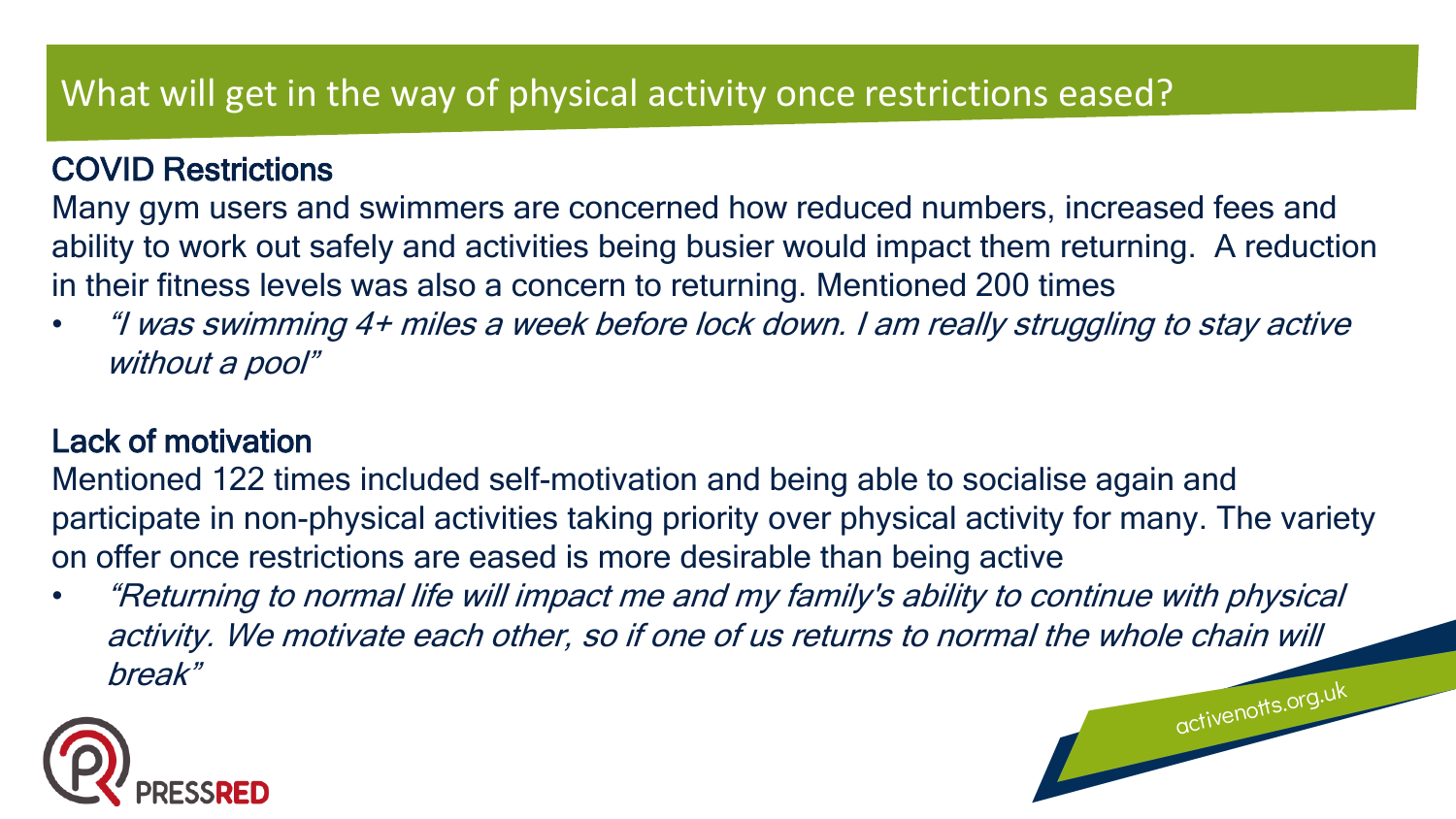# What will get in the way of physical activity once restrictions eased?

## COVID Restrictions

Many gym users and swimmers are concerned how reduced numbers, increased fees and ability to work out safely and activities being busier would impact them returning. A reduction in their fitness levels was also a concern to returning. Mentioned 200 times

- *"I was swimming 4+ miles a week before lock down. I am really struggling to stay active without a pool"*

## Lack of motivation

Mentioned 122 times included self-motivation and being able to socialise again and participate in non-physical activities taking priority over physical activity for many. The variety on offer once restrictions are eased is more desirable than being active

- *"Returning to normal life will impact me and my family's ability to continue with physical activity. We motivate each other, so if one of us returns to normal the whole chain will break"*

activenotts.org.uk

PRESSRED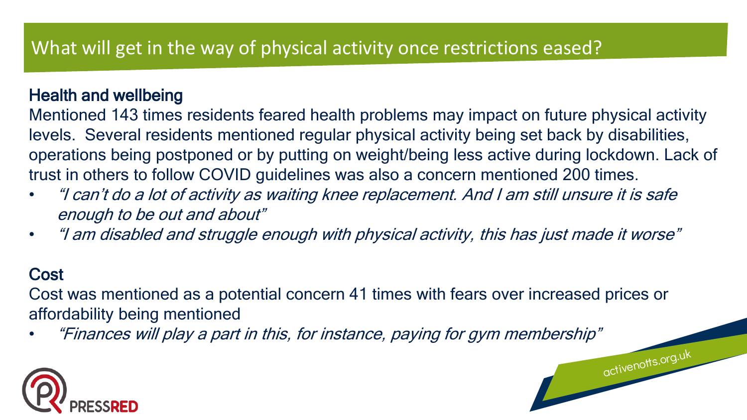# What will get in the way of physical activity once restrictions eased?

## Health and wellbeing

Mentioned 143 times residents feared health problems may impact on future physical activity levels. Several residents mentioned regular physical activity being set back by disabilities, operations being postponed or by putting on weight/being less active during lockdown. Lack of trust in others to follow COVID guidelines was also a concern mentioned 200 times.

- *"I can't do a lot of activity as waiting knee replacement. And I am still unsure it is safe enough to be out and about"*
- *"I am disabled and struggle enough with physical activity, this has just made it worse"*

## Cost

Cost was mentioned as a potential concern 41 times with fears over increased prices or affordability being mentioned

- *"Finances will play a part in this, for instance, paying for gym membership"*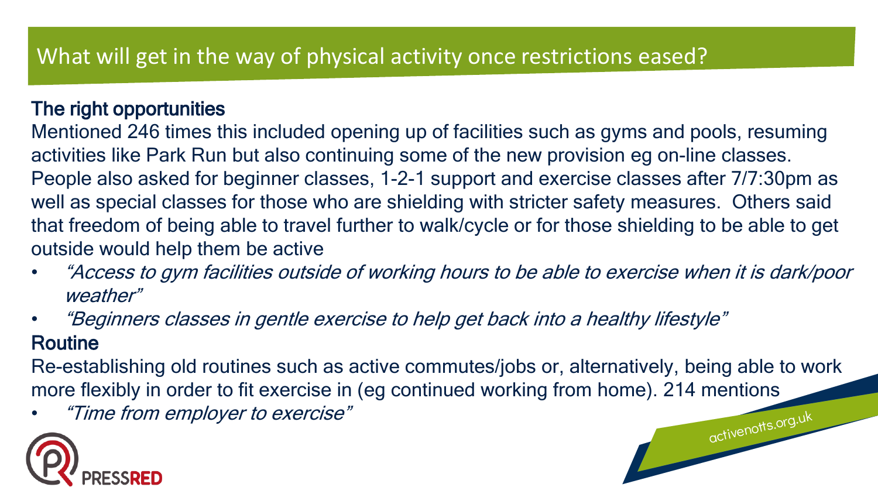# What will get in the way of physical activity once restrictions eased?

## The right opportunities

Mentioned 246 times this included opening up of facilities such as gyms and pools, resuming activities like Park Run but also continuing some of the new provision eg on-line classes. People also asked for beginner classes, 1-2-1 support and exercise classes after 7/7:30pm as well as special classes for those who are shielding with stricter safety measures. Others said that freedom of being able to travel further to walk/cycle or for those shielding to be able to get outside would help them be active

- *"Access to gym facilities outside of working hours to be able to exercise when it is dark/poor weather"*
- *"Beginners classes in gentle exercise to help get back into a healthy lifestyle"*

## Routine

Re-establishing old routines such as active commutes/jobs or, alternatively, being able to work more flexibly in order to fit exercise in (eg continued working from home). 214 mentions

- *"Time from employer to exercise"*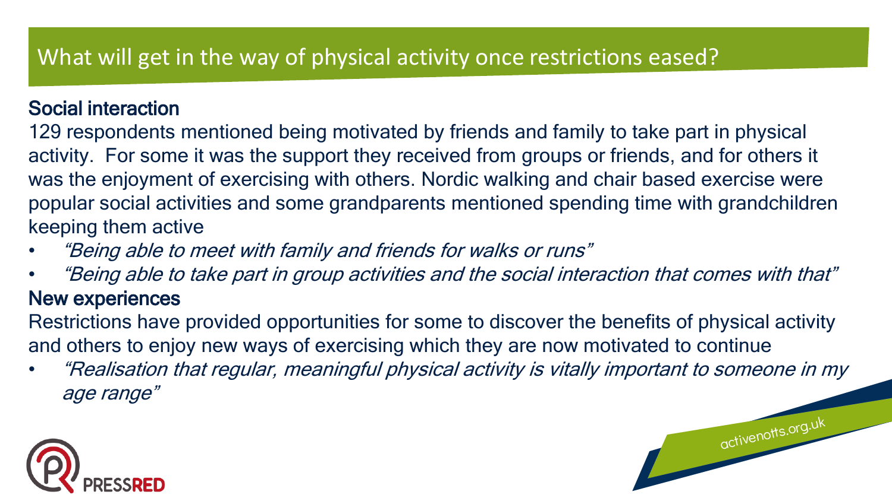# What will get in the way of physical activity once restrictions eased?

## Social interaction

129 respondents mentioned being motivated by friends and family to take part in physical activity. For some it was the support they received from groups or friends, and for others it was the enjoyment of exercising with others. Nordic walking and chair based exercise were popular social activities and some grandparents mentioned spending time with grandchildren keeping them active

- *"Being able to meet with family and friends for walks or runs"*
- *"Being able to take part in group activities and the social interaction that comes with that"*

## New experiences

Restrictions have provided opportunities for some to discover the benefits of physical activity and others to enjoy new ways of exercising which they are now motivated to continue

- *"Realisation that regular, meaningful physical activity is vitally important to someone in my age range"*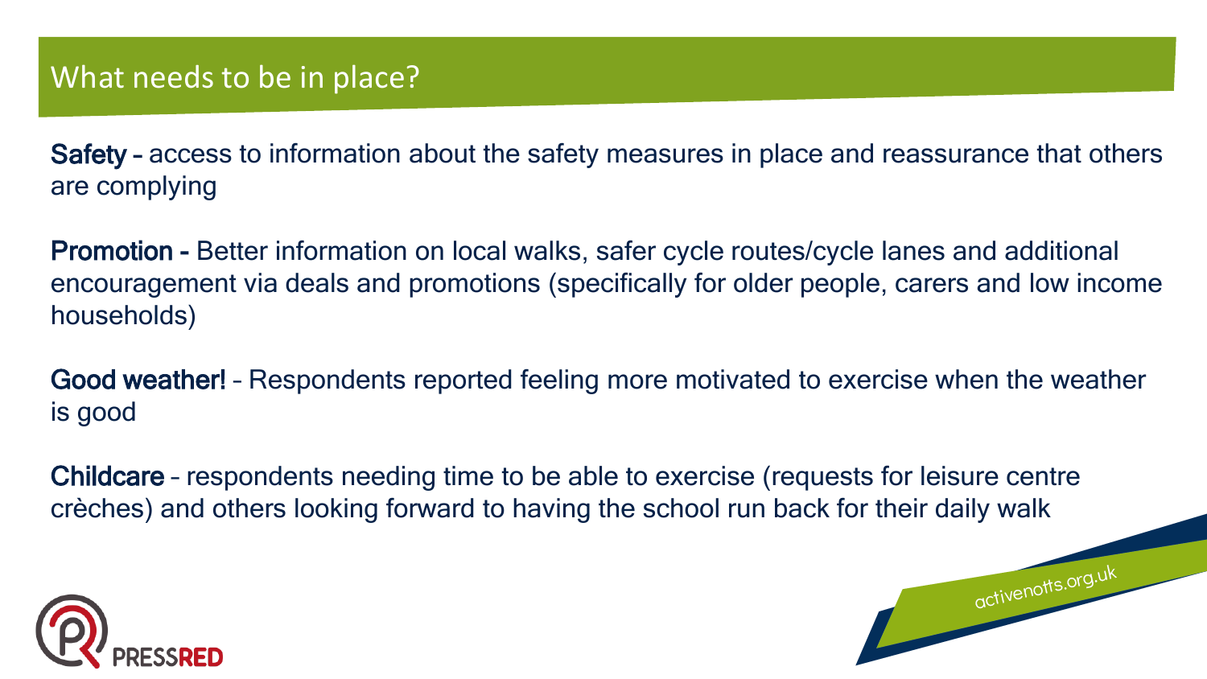# What needs to be in place?

**Safety –** access to information about the safety measures in place and reassurance that others are complying

**Promotion -** Better information on local walks, safer cycle routes/cycle lanes and additional encouragement via deals and promotions (specifically for older people, carers and low income households)

**Good weather!** – Respondents reported feeling more motivated to exercise when the weather is good

**Childcare** – respondents needing time to be able to exercise (requests for leisure centre crèches) and others looking forward to having the school run back for their daily walk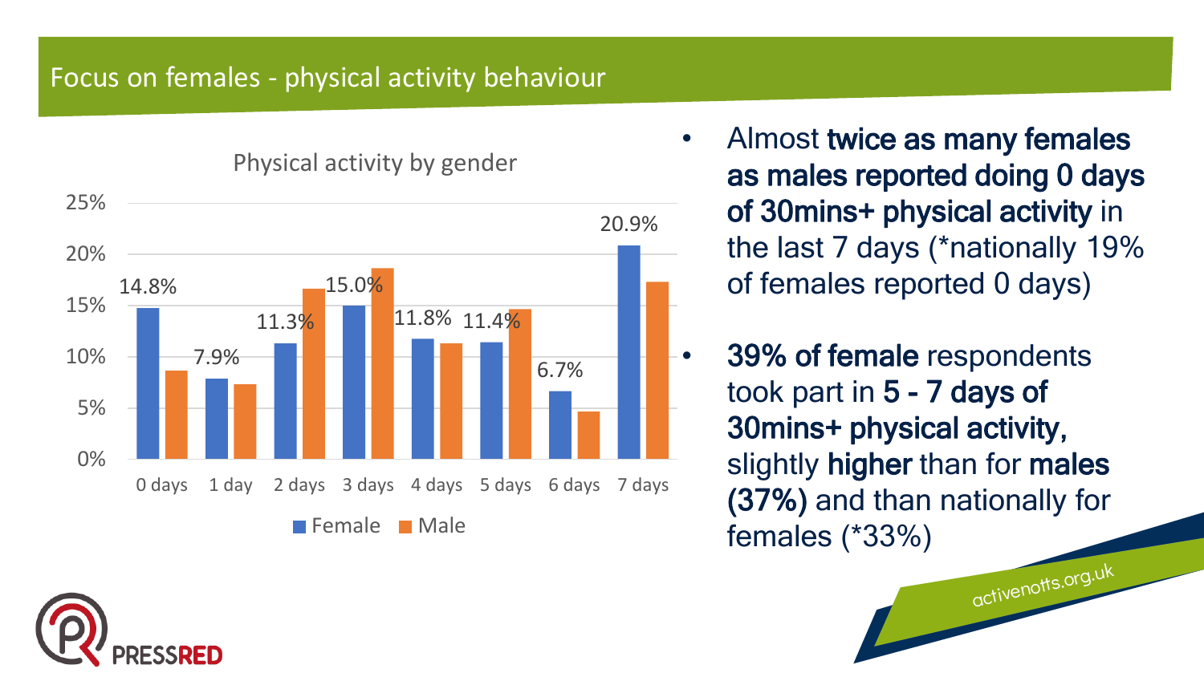# Focus on females - physical activity behaviour

Physical activity by gender

| | 0 days | 1 day | 2 days | 3 days | 4 days | 5 days | 6 days | 7 days |
|---|---|---|---|---|---|---|---|---|
| Female | 14.8% | 7.9% | 11.3% | 15.0% | 11.8% | 11.4% | 6.7% | 20.9% |

- Almost **twice as many females as males reported doing 0 days of 30mins+ physical activity** in the last 7 days (*nationally 19% of females reported 0 days)
- **39% of female** respondents took part in **5 - 7 days of 30mins+ physical activity,** slightly **higher** than for **males (37%)** and than nationally for females (*33%)

activenotts.org.uk

PRESSRED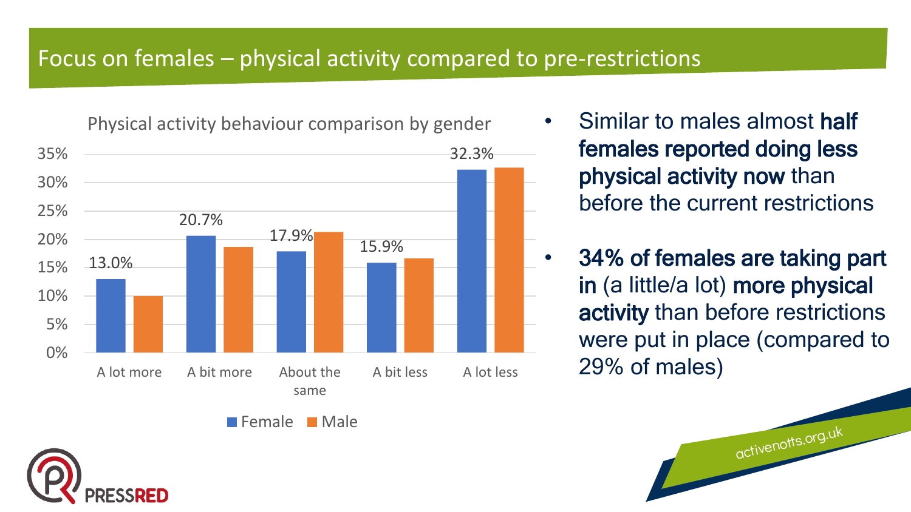# Focus on females – physical activity compared to pre-restrictions

Physical activity behaviour comparison by gender

| | A lot more | A bit more | About the same | A bit less | A lot less |
|---|---|---|---|---|---|
| Female | 13.0% | 20.7% | 17.9% | 15.9% | 32.3% |
| Male | | | | | |

- Similar to males almost **half females reported doing less physical activity now** than before the current restrictions
- **34% of females are taking part in** (a little/a lot) **more physical activity** than before restrictions were put in place (compared to 29% of males)

activenotts.org.uk

PRESSRED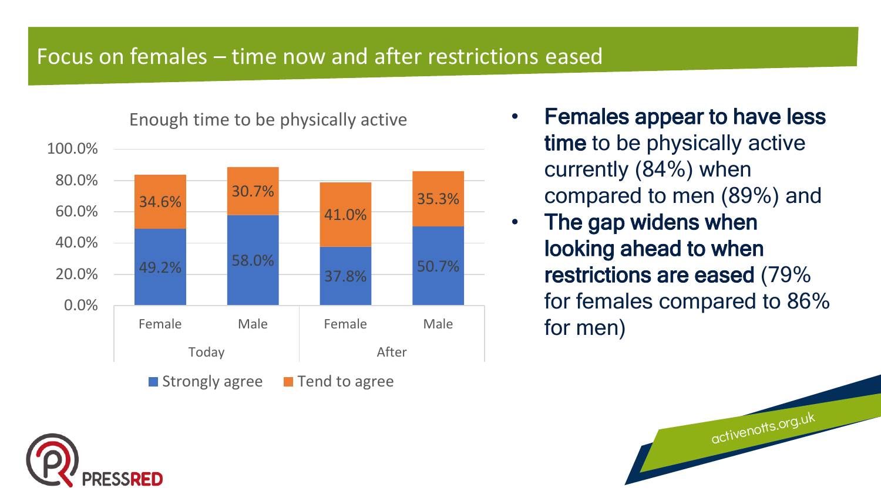# Focus on females – time now and after restrictions eased

**Enough time to be physically active**

| | Today – Female | Today – Male | After – Female | After – Male |
|---|---|---|---|---|
| Strongly agree | 49.2% | 58.0% | 37.8% | 50.7% |
| Tend to agree | 34.6% | 30.7% | 41.0% | 35.3% |

- **Females appear to have less time** to be physically active currently (84%) when compared to men (89%) and
- **The gap widens when looking ahead to when restrictions are eased** (79% for females compared to 86% for men)

PRESSRED

activenotts.org.uk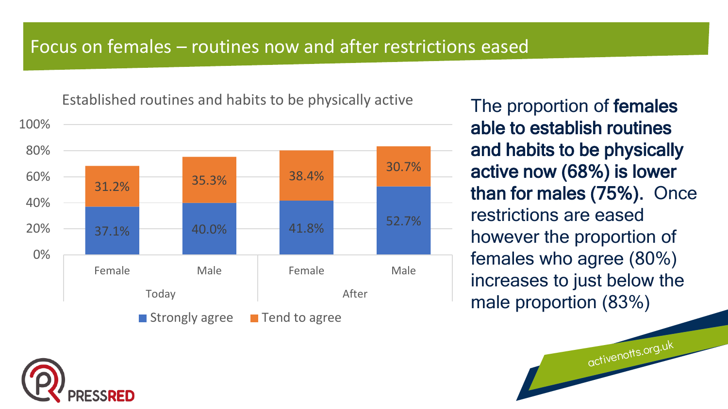# Focus on females – routines now and after restrictions eased

Established routines and habits to be physically active

| | Today – Female | Today – Male | After – Female | After – Male |
|---|---|---|---|---|
| Strongly agree | 37.1% | 40.0% | 41.8% | 52.7% |
| Tend to agree | 31.2% | 35.3% | 38.4% | 30.7% |

The proportion of **females able to establish routines and habits to be physically active now (68%) is lower than for males (75%).** Once restrictions are eased however the proportion of females who agree (80%) increases to just below the male proportion (83%)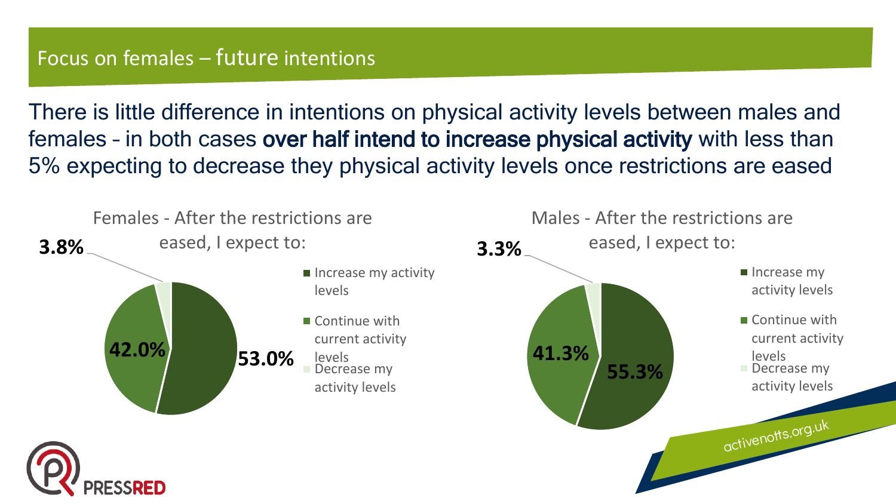## Focus on females – future intentions

There is little difference in intentions on physical activity levels between males and females - in both cases **over half intend to increase physical activity** with less than 5% expecting to decrease they physical activity levels once restrictions are eased

**Females - After the restrictions are eased, I expect to:**

| Response | % |
| --- | --- |
| Increase my activity levels | 53.0% |
| Continue with current activity levels | 42.0% |
| Decrease my activity levels | 3.8% |

**Males - After the restrictions are eased, I expect to:**

| Response | % |
| --- | --- |
| Increase my activity levels | 55.3% |
| Continue with current activity levels | 41.3% |
| Decrease my activity levels | 3.3% |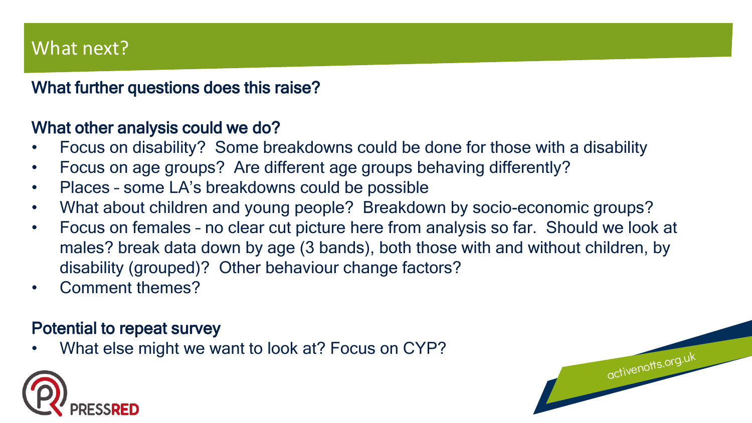# What next?

**What further questions does this raise?**

**What other analysis could we do?**

- Focus on disability? Some breakdowns could be done for those with a disability
- Focus on age groups? Are different age groups behaving differently?
- Places – some LA's breakdowns could be possible
- What about children and young people? Breakdown by socio-economic groups?
- Focus on females – no clear cut picture here from analysis so far. Should we look at males? break data down by age (3 bands), both those with and without children, by disability (grouped)? Other behaviour change factors?
- Comment themes?

**Potential to repeat survey**

- What else might we want to look at? Focus on CYP?

activenotts.org.uk

PRESSRED